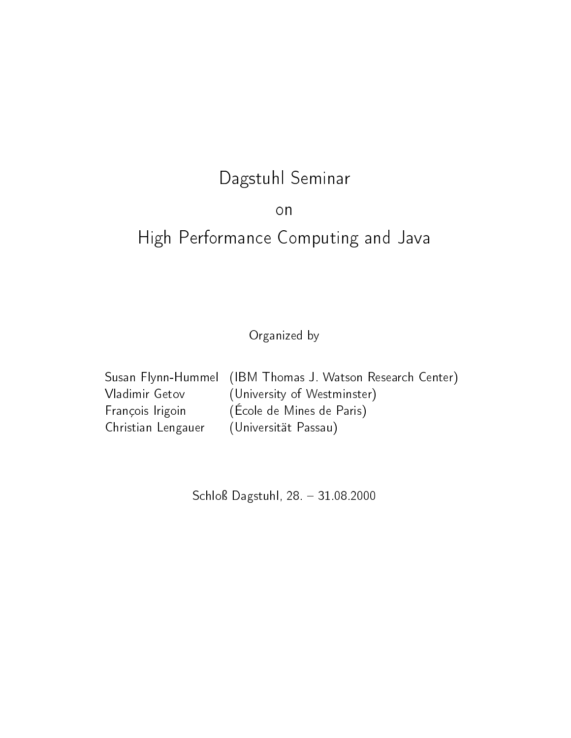# Dagstuhl Seminar

on

# High Performance Computing and Java

Organized by

| | |
|---|---|
| Susan Flynn-Hummel | (IBM Thomas J. Watson Research Center) |
| Vladimir Getov | (University of Westminster) |
| François Irigoin | (École de Mines de Paris) |
| Christian Lengauer | (Universität Passau) |

Schloß Dagstuhl, 28. – 31.08.2000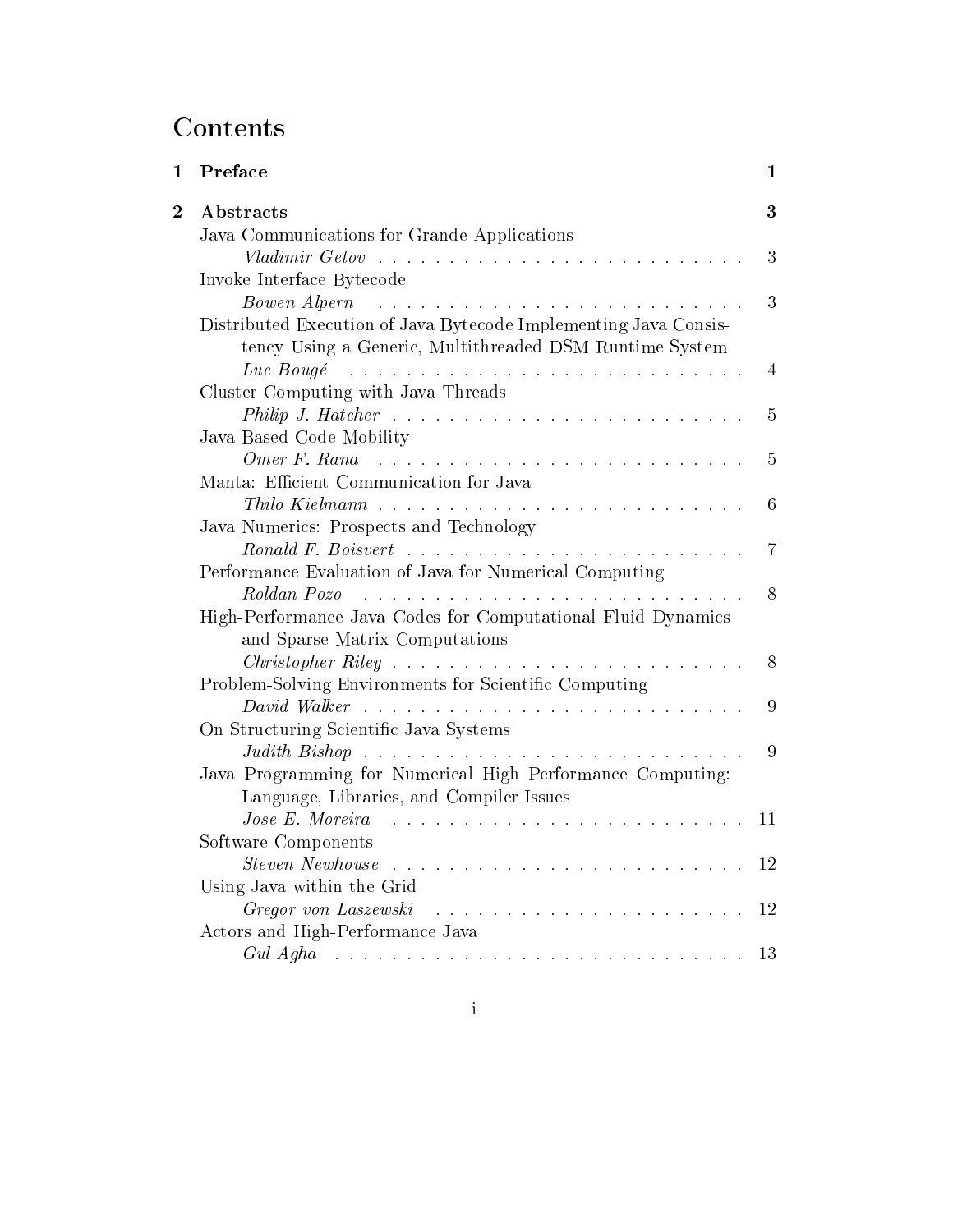# Contents

**1 Preface** — 1

**2 Abstracts** — 3

- Java Communications for Grande Applications
  *Vladimir Getov* — 3
- Invoke Interface Bytecode
  *Bowen Alpern* — 3
- Distributed Execution of Java Bytecode Implementing Java Consistency Using a Generic, Multithreaded DSM Runtime System
  *Luc Bougé* — 4
- Cluster Computing with Java Threads
  *Philip J. Hatcher* — 5
- Java-Based Code Mobility
  *Omer F. Rana* — 5
- Manta: Efficient Communication for Java
  *Thilo Kielmann* — 6
- Java Numerics: Prospects and Technology
  *Ronald F. Boisvert* — 7
- Performance Evaluation of Java for Numerical Computing
  *Roldan Pozo* — 8
- High-Performance Java Codes for Computational Fluid Dynamics and Sparse Matrix Computations
  *Christopher Riley* — 8
- Problem-Solving Environments for Scientific Computing
  *David Walker* — 9
- On Structuring Scientific Java Systems
  *Judith Bishop* — 9
- Java Programming for Numerical High Performance Computing: Language, Libraries, and Compiler Issues
  *Jose E. Moreira* — 11
- Software Components
  *Steven Newhouse* — 12
- Using Java within the Grid
  *Gregor von Laszewski* — 12
- Actors and High-Performance Java
  *Gul Agha* — 13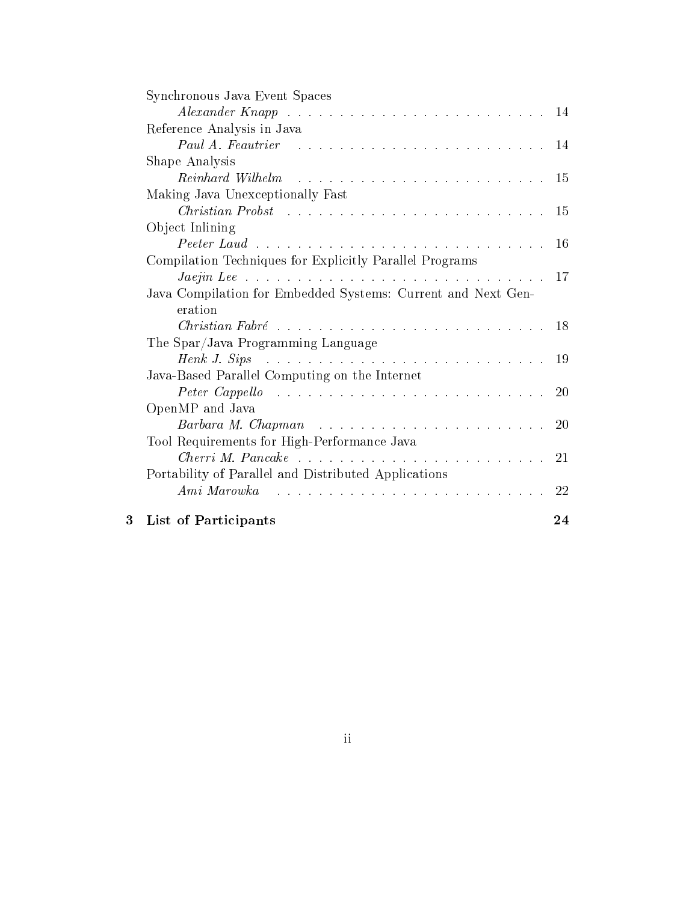Synchronous Java Event Spaces
*Alexander Knapp* . . . . . . . . . . . . . . . . . . . . . . . . . 14

Reference Analysis in Java
*Paul A. Feautrier* . . . . . . . . . . . . . . . . . . . . . . . . 14

Shape Analysis
*Reinhard Wilhelm* . . . . . . . . . . . . . . . . . . . . . . . . 15

Making Java Unexceptionally Fast
*Christian Probst* . . . . . . . . . . . . . . . . . . . . . . . . 15

Object Inlining
*Peeter Laud* . . . . . . . . . . . . . . . . . . . . . . . . . . . 16

Compilation Techniques for Explicitly Parallel Programs
*Jaejin Lee* . . . . . . . . . . . . . . . . . . . . . . . . . . . 17

Java Compilation for Embedded Systems: Current and Next Generation
*Christian Fabré* . . . . . . . . . . . . . . . . . . . . . . . . . 18

The Spar/Java Programming Language
*Henk J. Sips* . . . . . . . . . . . . . . . . . . . . . . . . . . 19

Java-Based Parallel Computing on the Internet
*Peter Cappello* . . . . . . . . . . . . . . . . . . . . . . . . . 20

OpenMP and Java
*Barbara M. Chapman* . . . . . . . . . . . . . . . . . . . . . . 20

Tool Requirements for High-Performance Java
*Cherri M. Pancake* . . . . . . . . . . . . . . . . . . . . . . . . 21

Portability of Parallel and Distributed Applications
*Ami Marowka* . . . . . . . . . . . . . . . . . . . . . . . . . . 22

**3 List of Participants** **24**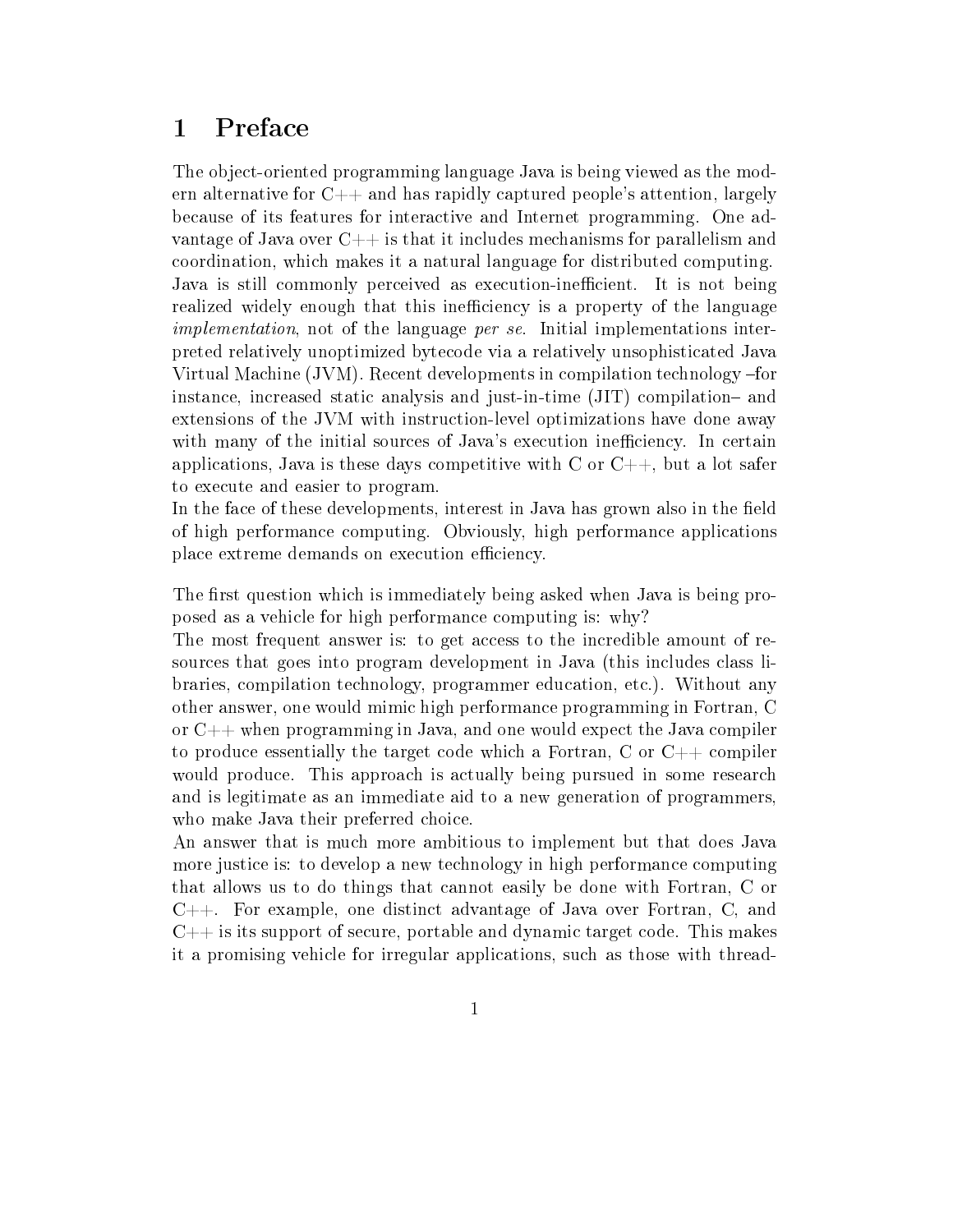# 1 Preface

The object-oriented programming language Java is being viewed as the modern alternative for C++ and has rapidly captured people's attention, largely because of its features for interactive and Internet programming. One advantage of Java over C++ is that it includes mechanisms for parallelism and coordination, which makes it a natural language for distributed computing.
Java is still commonly perceived as execution-inefficient. It is not being realized widely enough that this inefficiency is a property of the language *implementation*, not of the language *per se*. Initial implementations interpreted relatively unoptimized bytecode via a relatively unsophisticated Java Virtual Machine (JVM). Recent developments in compilation technology –for instance, increased static analysis and just-in-time (JIT) compilation– and extensions of the JVM with instruction-level optimizations have done away with many of the initial sources of Java's execution inefficiency. In certain applications, Java is these days competitive with C or C++, but a lot safer to execute and easier to program.
In the face of these developments, interest in Java has grown also in the field of high performance computing. Obviously, high performance applications place extreme demands on execution efficiency.

The first question which is immediately being asked when Java is being proposed as a vehicle for high performance computing is: why?
The most frequent answer is: to get access to the incredible amount of resources that goes into program development in Java (this includes class libraries, compilation technology, programmer education, etc.). Without any other answer, one would mimic high performance programming in Fortran, C or C++ when programming in Java, and one would expect the Java compiler to produce essentially the target code which a Fortran, C or C++ compiler would produce. This approach is actually being pursued in some research and is legitimate as an immediate aid to a new generation of programmers, who make Java their preferred choice.
An answer that is much more ambitious to implement but that does Java more justice is: to develop a new technology in high performance computing that allows us to do things that cannot easily be done with Fortran, C or C++. For example, one distinct advantage of Java over Fortran, C, and C++ is its support of secure, portable and dynamic target code. This makes it a promising vehicle for irregular applications, such as those with thread-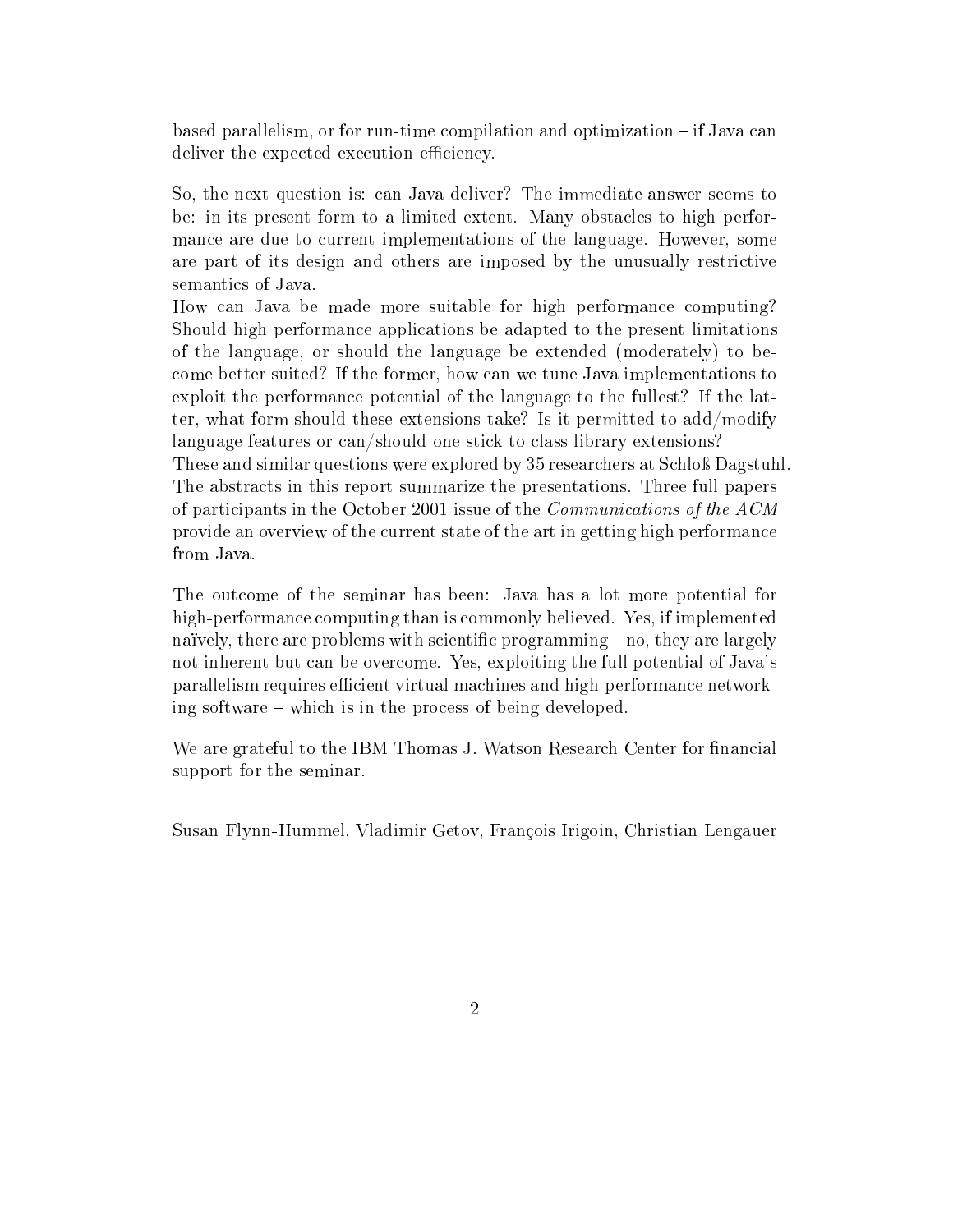based parallelism, or for run-time compilation and optimization – if Java can deliver the expected execution efficiency.

So, the next question is: can Java deliver? The immediate answer seems to be: in its present form to a limited extent. Many obstacles to high performance are due to current implementations of the language. However, some are part of its design and others are imposed by the unusually restrictive semantics of Java.

How can Java be made more suitable for high performance computing? Should high performance applications be adapted to the present limitations of the language, or should the language be extended (moderately) to become better suited? If the former, how can we tune Java implementations to exploit the performance potential of the language to the fullest? If the latter, what form should these extensions take? Is it permitted to add/modify language features or can/should one stick to class library extensions?

These and similar questions were explored by 35 researchers at Schloß Dagstuhl. The abstracts in this report summarize the presentations. Three full papers of participants in the October 2001 issue of the *Communications of the ACM* provide an overview of the current state of the art in getting high performance from Java.

The outcome of the seminar has been: Java has a lot more potential for high-performance computing than is commonly believed. Yes, if implemented naïvely, there are problems with scientific programming – no, they are largely not inherent but can be overcome. Yes, exploiting the full potential of Java's parallelism requires efficient virtual machines and high-performance networking software – which is in the process of being developed.

We are grateful to the IBM Thomas J. Watson Research Center for financial support for the seminar.

Susan Flynn-Hummel, Vladimir Getov, François Irigoin, Christian Lengauer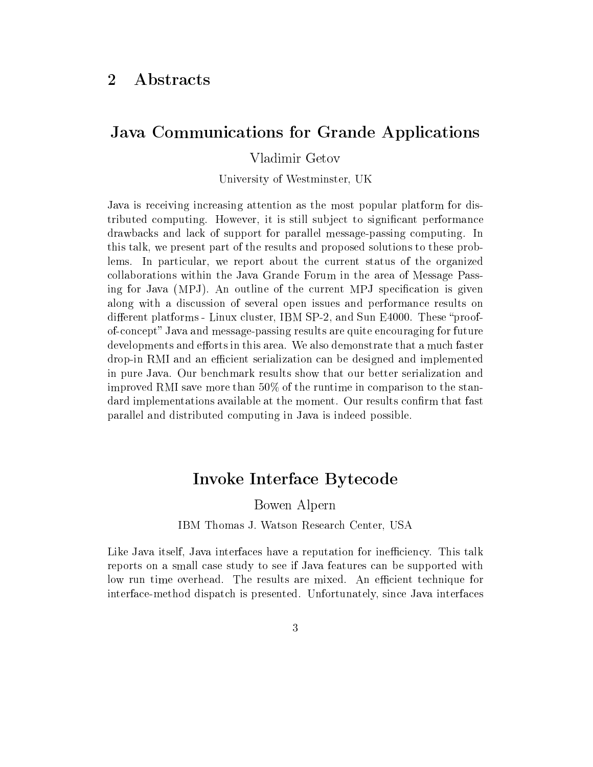## 2 Abstracts

### Java Communications for Grande Applications

Vladimir Getov

University of Westminster, UK

Java is receiving increasing attention as the most popular platform for distributed computing. However, it is still subject to significant performance drawbacks and lack of support for parallel message-passing computing. In this talk, we present part of the results and proposed solutions to these problems. In particular, we report about the current status of the organized collaborations within the Java Grande Forum in the area of Message Passing for Java (MPJ). An outline of the current MPJ specification is given along with a discussion of several open issues and performance results on different platforms - Linux cluster, IBM SP-2, and Sun E4000. These "proof-of-concept" Java and message-passing results are quite encouraging for future developments and efforts in this area. We also demonstrate that a much faster drop-in RMI and an efficient serialization can be designed and implemented in pure Java. Our benchmark results show that our better serialization and improved RMI save more than 50% of the runtime in comparison to the standard implementations available at the moment. Our results confirm that fast parallel and distributed computing in Java is indeed possible.

### Invoke Interface Bytecode

Bowen Alpern

IBM Thomas J. Watson Research Center, USA

Like Java itself, Java interfaces have a reputation for inefficiency. This talk reports on a small case study to see if Java features can be supported with low run time overhead. The results are mixed. An efficient technique for interface-method dispatch is presented. Unfortunately, since Java interfaces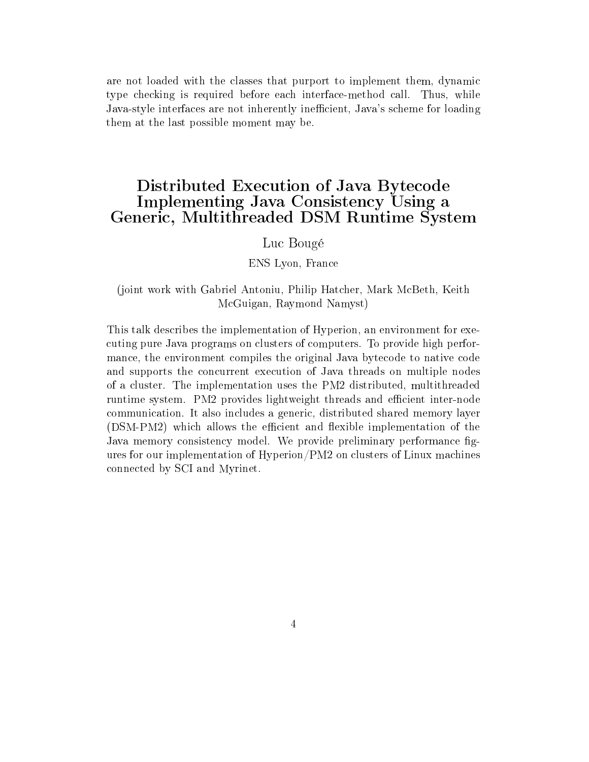are not loaded with the classes that purport to implement them, dynamic type checking is required before each interface-method call. Thus, while Java-style interfaces are not inherently inefficient, Java's scheme for loading them at the last possible moment may be.

## Distributed Execution of Java Bytecode Implementing Java Consistency Using a Generic, Multithreaded DSM Runtime System

Luc Bougé

ENS Lyon, France

(joint work with Gabriel Antoniu, Philip Hatcher, Mark McBeth, Keith McGuigan, Raymond Namyst)

This talk describes the implementation of Hyperion, an environment for executing pure Java programs on clusters of computers. To provide high performance, the environment compiles the original Java bytecode to native code and supports the concurrent execution of Java threads on multiple nodes of a cluster. The implementation uses the PM2 distributed, multithreaded runtime system. PM2 provides lightweight threads and efficient inter-node communication. It also includes a generic, distributed shared memory layer (DSM-PM2) which allows the efficient and flexible implementation of the Java memory consistency model. We provide preliminary performance figures for our implementation of Hyperion/PM2 on clusters of Linux machines connected by SCI and Myrinet.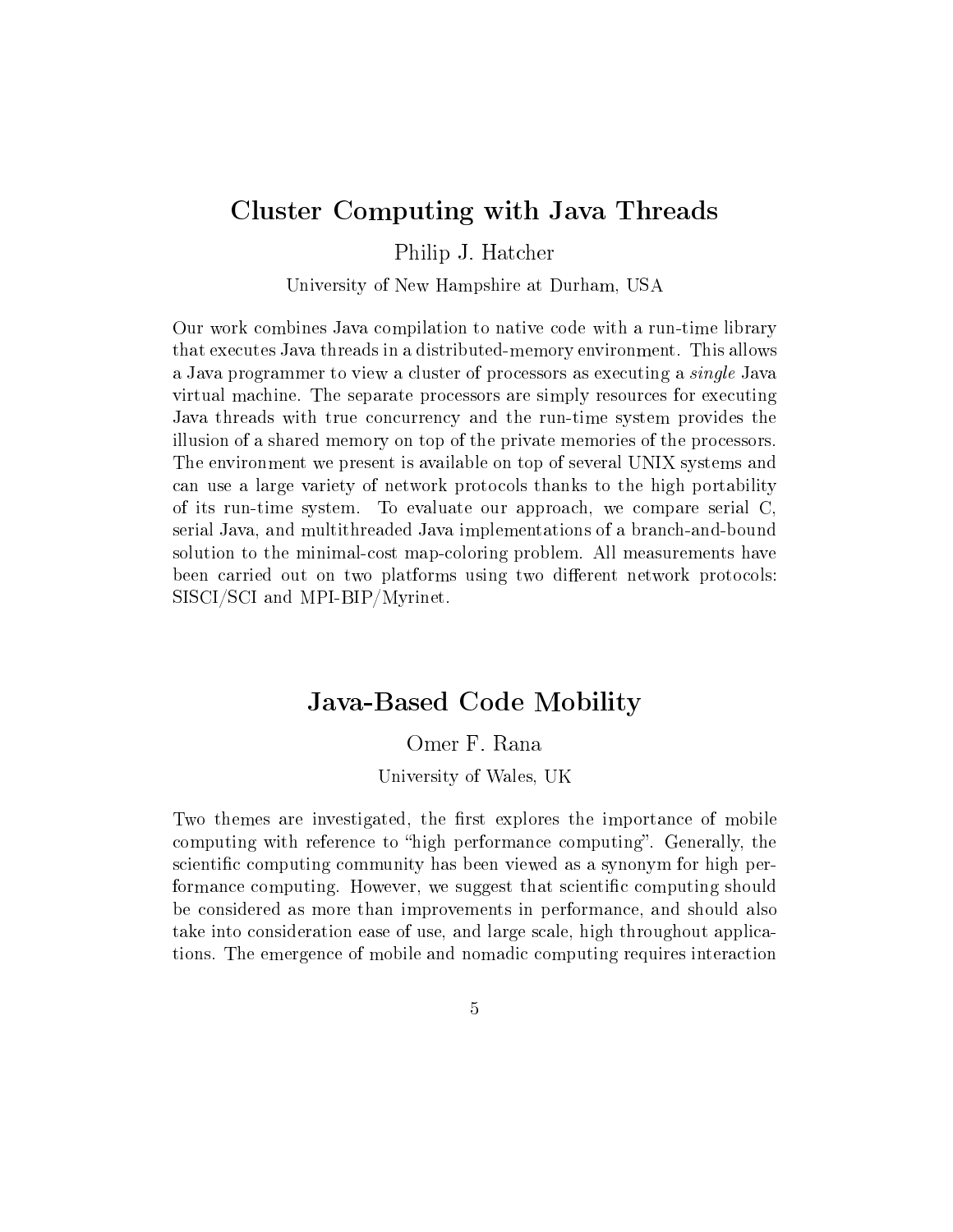## Cluster Computing with Java Threads

Philip J. Hatcher

University of New Hampshire at Durham, USA

Our work combines Java compilation to native code with a run-time library that executes Java threads in a distributed-memory environment. This allows a Java programmer to view a cluster of processors as executing a *single* Java virtual machine. The separate processors are simply resources for executing Java threads with true concurrency and the run-time system provides the illusion of a shared memory on top of the private memories of the processors. The environment we present is available on top of several UNIX systems and can use a large variety of network protocols thanks to the high portability of its run-time system. To evaluate our approach, we compare serial C, serial Java, and multithreaded Java implementations of a branch-and-bound solution to the minimal-cost map-coloring problem. All measurements have been carried out on two platforms using two different network protocols: SISCI/SCI and MPI-BIP/Myrinet.

## Java-Based Code Mobility

Omer F. Rana

University of Wales, UK

Two themes are investigated, the first explores the importance of mobile computing with reference to "high performance computing". Generally, the scientific computing community has been viewed as a synonym for high performance computing. However, we suggest that scientific computing should be considered as more than improvements in performance, and should also take into consideration ease of use, and large scale, high throughout applications. The emergence of mobile and nomadic computing requires interaction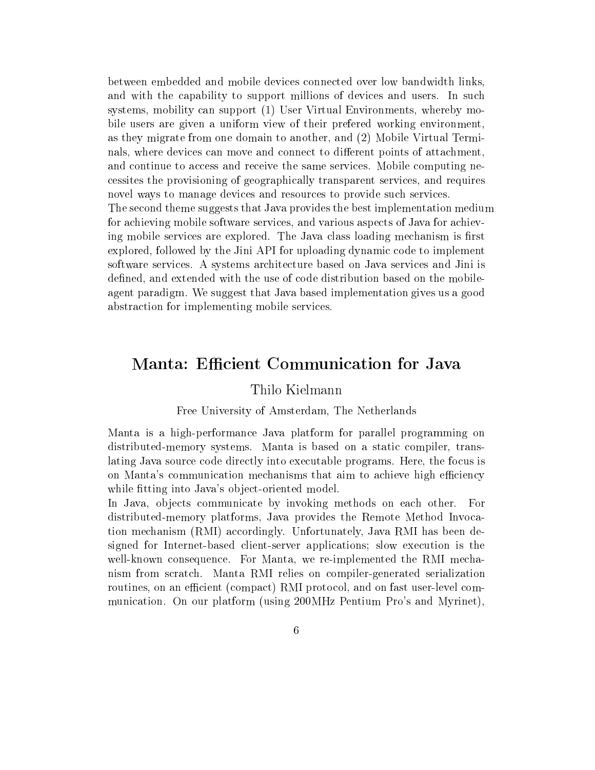between embedded and mobile devices connected over low bandwidth links, and with the capability to support millions of devices and users. In such systems, mobility can support (1) User Virtual Environments, whereby mobile users are given a uniform view of their prefered working environment, as they migrate from one domain to another, and (2) Mobile Virtual Terminals, where devices can move and connect to different points of attachment, and continue to access and receive the same services. Mobile computing necessites the provisioning of geographically transparent services, and requires novel ways to manage devices and resources to provide such services.
The second theme suggests that Java provides the best implementation medium for achieving mobile software services, and various aspects of Java for achieving mobile services are explored. The Java class loading mechanism is first explored, followed by the Jini API for uploading dynamic code to implement software services. A systems architecture based on Java services and Jini is defined, and extended with the use of code distribution based on the mobile-agent paradigm. We suggest that Java based implementation gives us a good abstraction for implementing mobile services.

## Manta: Efficient Communication for Java

Thilo Kielmann

Free University of Amsterdam, The Netherlands

Manta is a high-performance Java platform for parallel programming on distributed-memory systems. Manta is based on a static compiler, translating Java source code directly into executable programs. Here, the focus is on Manta's communication mechanisms that aim to achieve high efficiency while fitting into Java's object-oriented model.
In Java, objects communicate by invoking methods on each other. For distributed-memory platforms, Java provides the Remote Method Invocation mechanism (RMI) accordingly. Unfortunately, Java RMI has been designed for Internet-based client-server applications; slow execution is the well-known consequence. For Manta, we re-implemented the RMI mechanism from scratch. Manta RMI relies on compiler-generated serialization routines, on an efficient (compact) RMI protocol, and on fast user-level communication. On our platform (using 200MHz Pentium Pro's and Myrinet),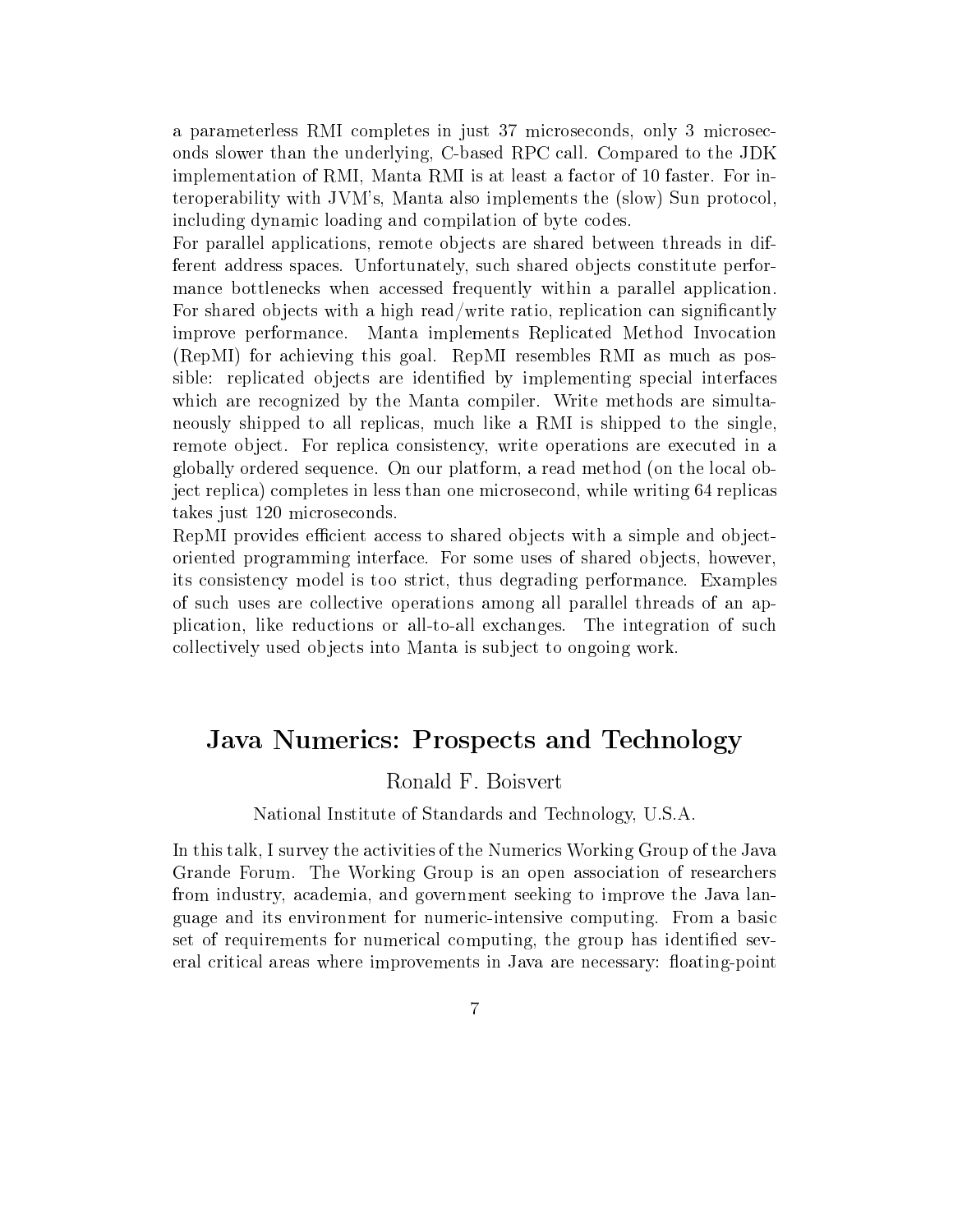a parameterless RMI completes in just 37 microseconds, only 3 microseconds slower than the underlying, C-based RPC call. Compared to the JDK implementation of RMI, Manta RMI is at least a factor of 10 faster. For interoperability with JVM's, Manta also implements the (slow) Sun protocol, including dynamic loading and compilation of byte codes.

For parallel applications, remote objects are shared between threads in different address spaces. Unfortunately, such shared objects constitute performance bottlenecks when accessed frequently within a parallel application. For shared objects with a high read/write ratio, replication can significantly improve performance. Manta implements Replicated Method Invocation (RepMI) for achieving this goal. RepMI resembles RMI as much as possible: replicated objects are identified by implementing special interfaces which are recognized by the Manta compiler. Write methods are simultaneously shipped to all replicas, much like a RMI is shipped to the single, remote object. For replica consistency, write operations are executed in a globally ordered sequence. On our platform, a read method (on the local object replica) completes in less than one microsecond, while writing 64 replicas takes just 120 microseconds.

RepMI provides efficient access to shared objects with a simple and object-oriented programming interface. For some uses of shared objects, however, its consistency model is too strict, thus degrading performance. Examples of such uses are collective operations among all parallel threads of an application, like reductions or all-to-all exchanges. The integration of such collectively used objects into Manta is subject to ongoing work.

## Java Numerics: Prospects and Technology

Ronald F. Boisvert

National Institute of Standards and Technology, U.S.A.

In this talk, I survey the activities of the Numerics Working Group of the Java Grande Forum. The Working Group is an open association of researchers from industry, academia, and government seeking to improve the Java language and its environment for numeric-intensive computing. From a basic set of requirements for numerical computing, the group has identified several critical areas where improvements in Java are necessary: floating-point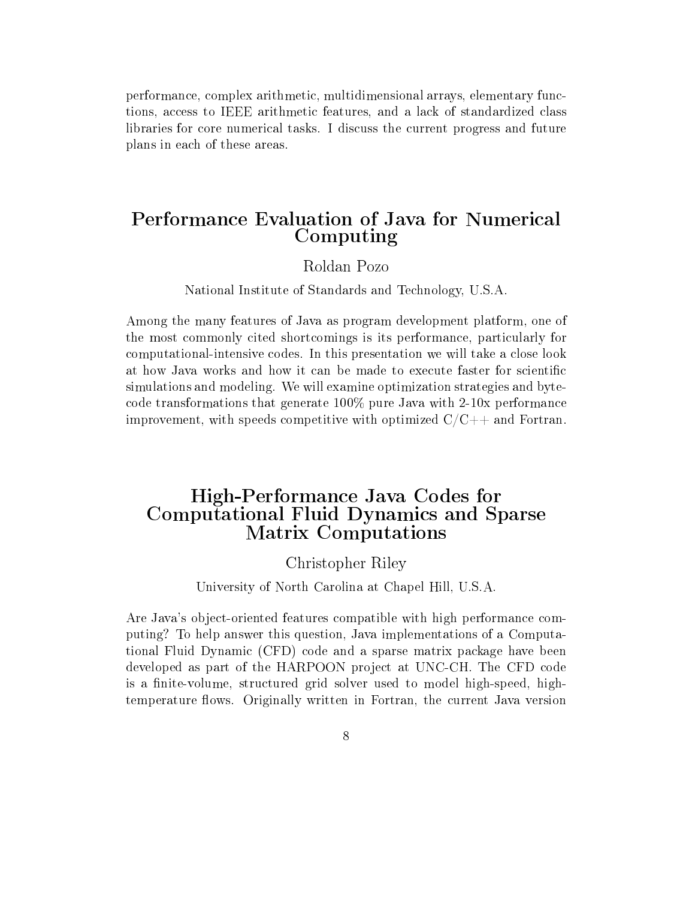performance, complex arithmetic, multidimensional arrays, elementary functions, access to IEEE arithmetic features, and a lack of standardized class libraries for core numerical tasks. I discuss the current progress and future plans in each of these areas.

## Performance Evaluation of Java for Numerical Computing

Roldan Pozo

National Institute of Standards and Technology, U.S.A.

Among the many features of Java as program development platform, one of the most commonly cited shortcomings is its performance, particularly for computational-intensive codes. In this presentation we will take a close look at how Java works and how it can be made to execute faster for scientific simulations and modeling. We will examine optimization strategies and bytecode transformations that generate 100% pure Java with 2-10x performance improvement, with speeds competitive with optimized C/C++ and Fortran.

## High-Performance Java Codes for Computational Fluid Dynamics and Sparse Matrix Computations

Christopher Riley

University of North Carolina at Chapel Hill, U.S.A.

Are Java's object-oriented features compatible with high performance computing? To help answer this question, Java implementations of a Computational Fluid Dynamic (CFD) code and a sparse matrix package have been developed as part of the HARPOON project at UNC-CH. The CFD code is a finite-volume, structured grid solver used to model high-speed, high-temperature flows. Originally written in Fortran, the current Java version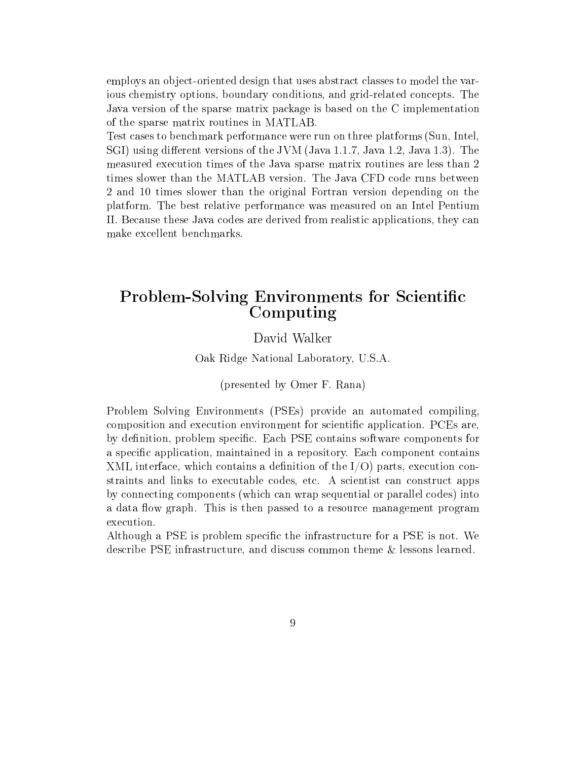employs an object-oriented design that uses abstract classes to model the various chemistry options, boundary conditions, and grid-related concepts. The Java version of the sparse matrix package is based on the C implementation of the sparse matrix routines in MATLAB.
Test cases to benchmark performance were run on three platforms (Sun, Intel, SGI) using different versions of the JVM (Java 1.1.7, Java 1.2, Java 1.3). The measured execution times of the Java sparse matrix routines are less than 2 times slower than the MATLAB version. The Java CFD code runs between 2 and 10 times slower than the original Fortran version depending on the platform. The best relative performance was measured on an Intel Pentium II. Because these Java codes are derived from realistic applications, they can make excellent benchmarks.

## Problem-Solving Environments for Scientific Computing

David Walker

Oak Ridge National Laboratory, U.S.A.

(presented by Omer F. Rana)

Problem Solving Environments (PSEs) provide an automated compiling, composition and execution environment for scientific application. PCEs are, by definition, problem specific. Each PSE contains software components for a specific application, maintained in a repository. Each component contains XML interface, which contains a definition of the I/O) parts, execution constraints and links to executable codes, etc. A scientist can construct apps by connecting components (which can wrap sequential or parallel codes) into a data flow graph. This is then passed to a resource management program execution.
Although a PSE is problem specific the infrastructure for a PSE is not. We describe PSE infrastructure, and discuss common theme & lessons learned.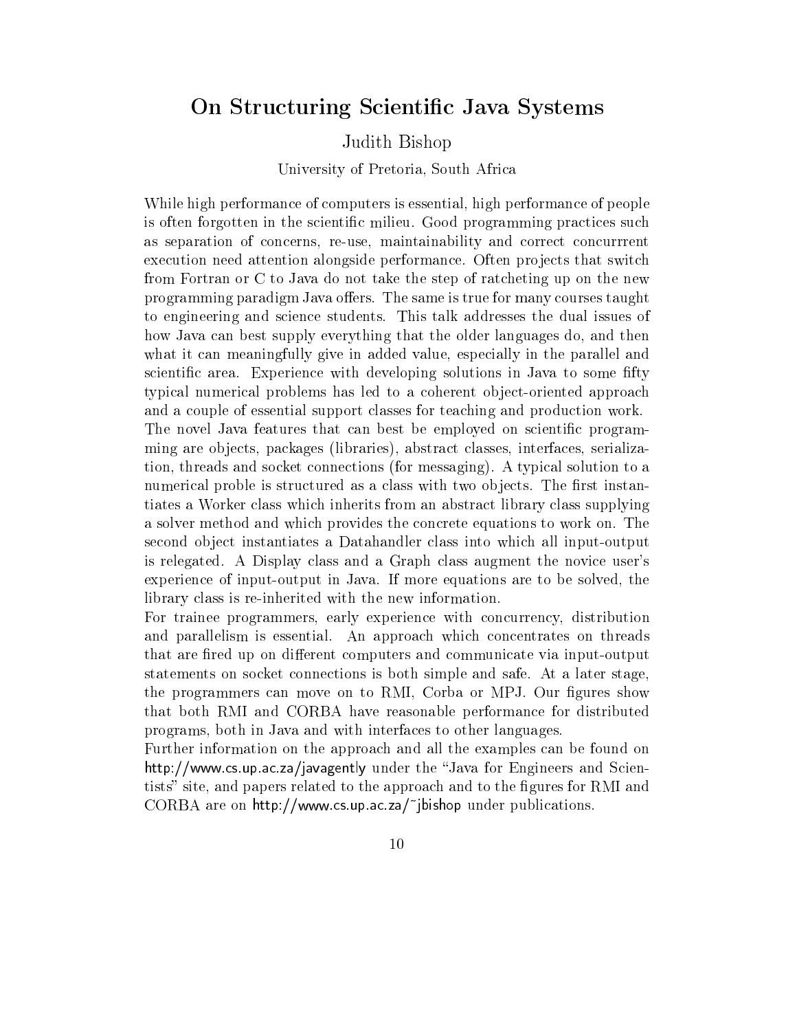# On Structuring Scientific Java Systems

Judith Bishop

University of Pretoria, South Africa

While high performance of computers is essential, high performance of people is often forgotten in the scientific milieu. Good programming practices such as separation of concerns, re-use, maintainability and correct concurrrent execution need attention alongside performance. Often projects that switch from Fortran or C to Java do not take the step of ratcheting up on the new programming paradigm Java offers. The same is true for many courses taught to engineering and science students. This talk addresses the dual issues of how Java can best supply everything that the older languages do, and then what it can meaningfully give in added value, especially in the parallel and scientific area. Experience with developing solutions in Java to some fifty typical numerical problems has led to a coherent object-oriented approach and a couple of essential support classes for teaching and production work.

The novel Java features that can best be employed on scientific programming are objects, packages (libraries), abstract classes, interfaces, serialization, threads and socket connections (for messaging). A typical solution to a numerical proble is structured as a class with two objects. The first instantiates a Worker class which inherits from an abstract library class supplying a solver method and which provides the concrete equations to work on. The second object instantiates a Datahandler class into which all input-output is relegated. A Display class and a Graph class augment the novice user's experience of input-output in Java. If more equations are to be solved, the library class is re-inherited with the new information.

For trainee programmers, early experience with concurrency, distribution and parallelism is essential. An approach which concentrates on threads that are fired up on different computers and communicate via input-output statements on socket connections is both simple and safe. At a later stage, the programmers can move on to RMI, Corba or MPJ. Our figures show that both RMI and CORBA have reasonable performance for distributed programs, both in Java and with interfaces to other languages.

Further information on the approach and all the examples can be found on http://www.cs.up.ac.za/javagently under the "Java for Engineers and Scientists" site, and papers related to the approach and to the figures for RMI and CORBA are on http://www.cs.up.ac.za/~jbishop under publications.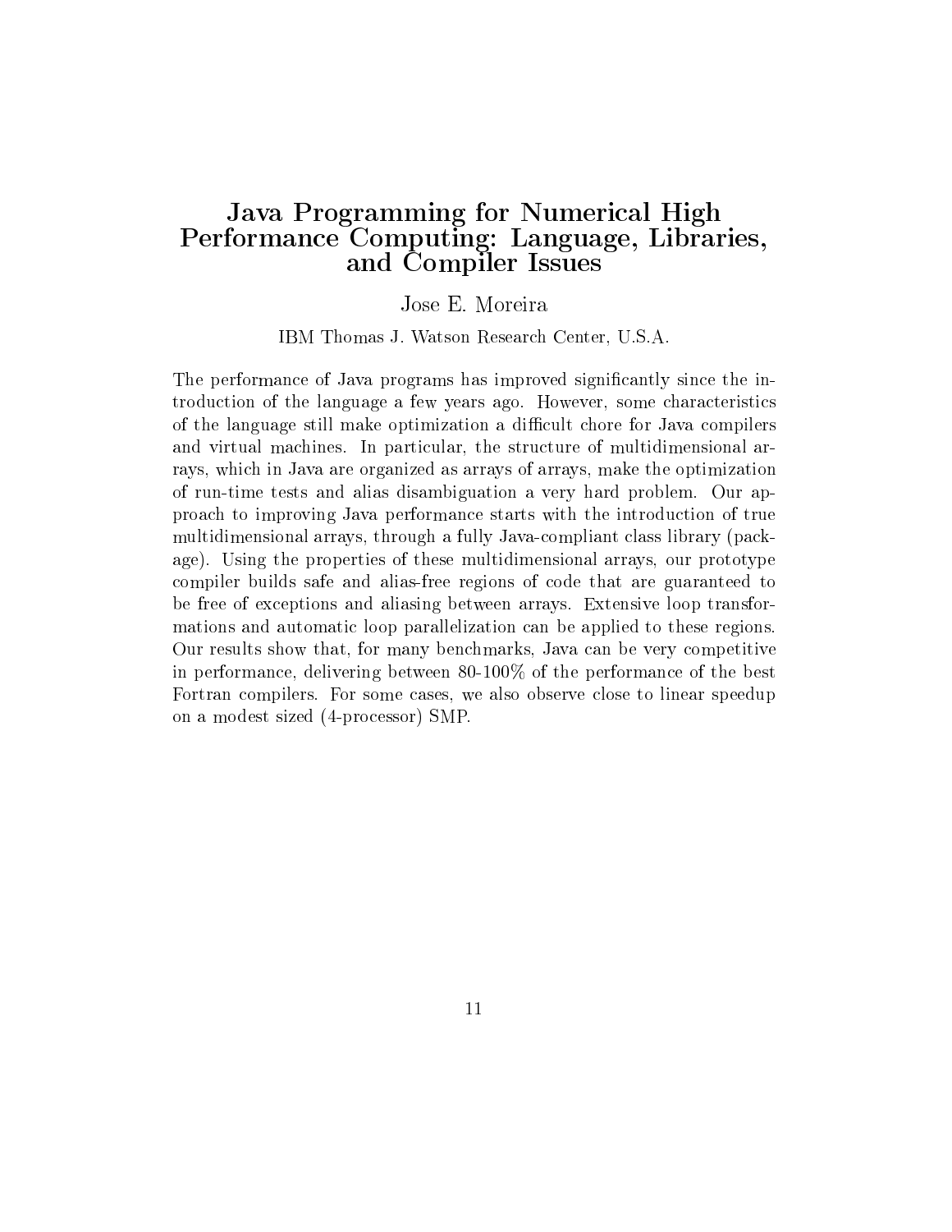# Java Programming for Numerical High Performance Computing: Language, Libraries, and Compiler Issues

Jose E. Moreira

IBM Thomas J. Watson Research Center, U.S.A.

The performance of Java programs has improved significantly since the introduction of the language a few years ago. However, some characteristics of the language still make optimization a difficult chore for Java compilers and virtual machines. In particular, the structure of multidimensional arrays, which in Java are organized as arrays of arrays, make the optimization of run-time tests and alias disambiguation a very hard problem. Our approach to improving Java performance starts with the introduction of true multidimensional arrays, through a fully Java-compliant class library (package). Using the properties of these multidimensional arrays, our prototype compiler builds safe and alias-free regions of code that are guaranteed to be free of exceptions and aliasing between arrays. Extensive loop transformations and automatic loop parallelization can be applied to these regions. Our results show that, for many benchmarks, Java can be very competitive in performance, delivering between 80-100% of the performance of the best Fortran compilers. For some cases, we also observe close to linear speedup on a modest sized (4-processor) SMP.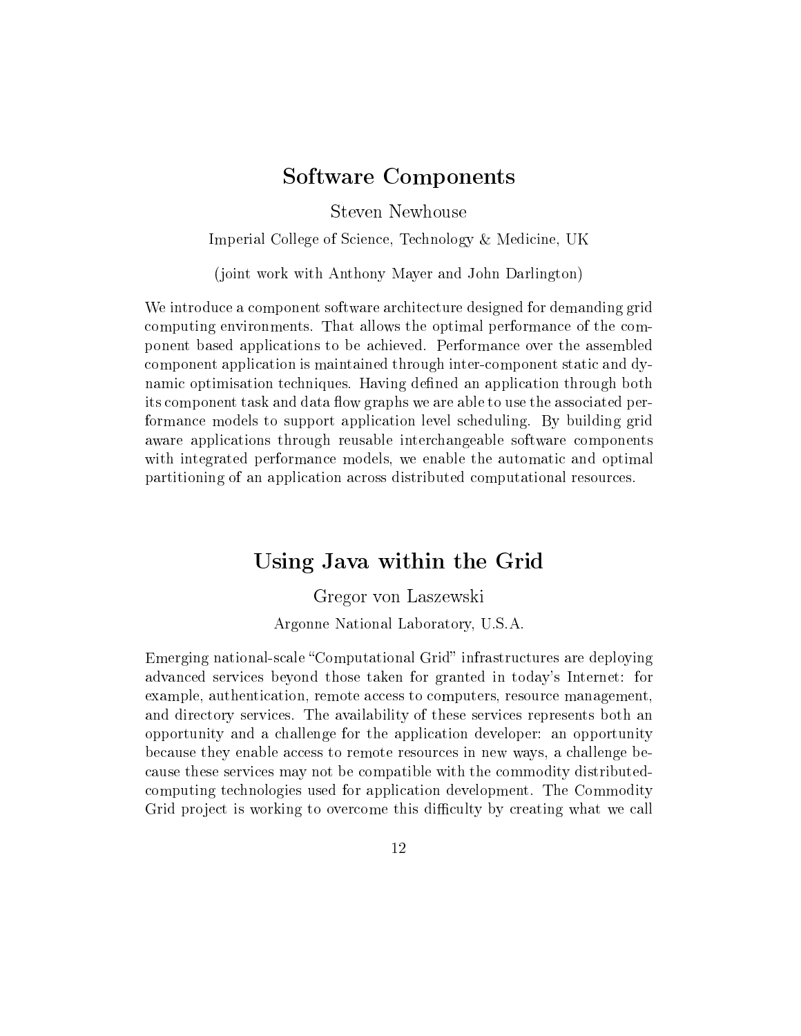## Software Components

Steven Newhouse

Imperial College of Science, Technology & Medicine, UK

(joint work with Anthony Mayer and John Darlington)

We introduce a component software architecture designed for demanding grid computing environments. That allows the optimal performance of the component based applications to be achieved. Performance over the assembled component application is maintained through inter-component static and dynamic optimisation techniques. Having defined an application through both its component task and data flow graphs we are able to use the associated performance models to support application level scheduling. By building grid aware applications through reusable interchangeable software components with integrated performance models, we enable the automatic and optimal partitioning of an application across distributed computational resources.

## Using Java within the Grid

Gregor von Laszewski

Argonne National Laboratory, U.S.A.

Emerging national-scale "Computational Grid" infrastructures are deploying advanced services beyond those taken for granted in today's Internet: for example, authentication, remote access to computers, resource management, and directory services. The availability of these services represents both an opportunity and a challenge for the application developer: an opportunity because they enable access to remote resources in new ways, a challenge because these services may not be compatible with the commodity distributed-computing technologies used for application development. The Commodity Grid project is working to overcome this difficulty by creating what we call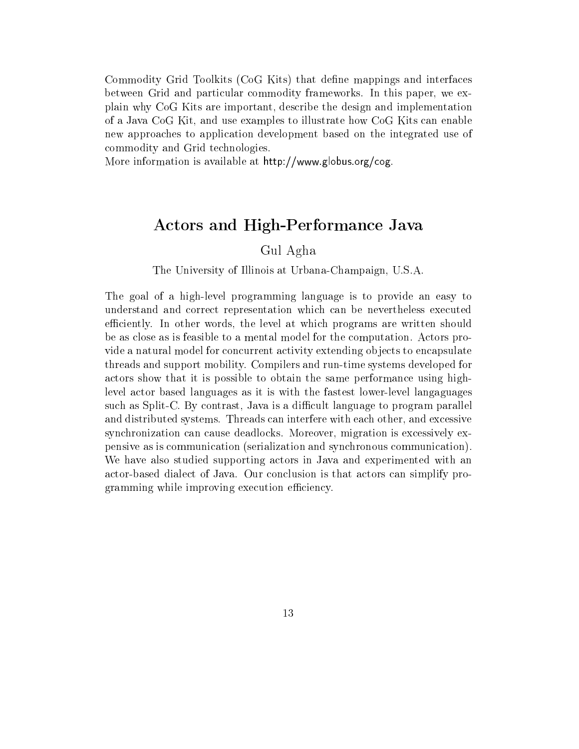Commodity Grid Toolkits (CoG Kits) that define mappings and interfaces between Grid and particular commodity frameworks. In this paper, we explain why CoG Kits are important, describe the design and implementation of a Java CoG Kit, and use examples to illustrate how CoG Kits can enable new approaches to application development based on the integrated use of commodity and Grid technologies.
More information is available at http://www.globus.org/cog.

## Actors and High-Performance Java

Gul Agha

The University of Illinois at Urbana-Champaign, U.S.A.

The goal of a high-level programming language is to provide an easy to understand and correct representation which can be nevertheless executed efficiently. In other words, the level at which programs are written should be as close as is feasible to a mental model for the computation. Actors provide a natural model for concurrent activity extending objects to encapsulate threads and support mobility. Compilers and run-time systems developed for actors show that it is possible to obtain the same performance using high-level actor based languages as it is with the fastest lower-level langaguages such as Split-C. By contrast, Java is a difficult language to program parallel and distributed systems. Threads can interfere with each other, and excessive synchronization can cause deadlocks. Moreover, migration is excessively expensive as is communication (serialization and synchronous communication). We have also studied supporting actors in Java and experimented with an actor-based dialect of Java. Our conclusion is that actors can simplify programming while improving execution efficiency.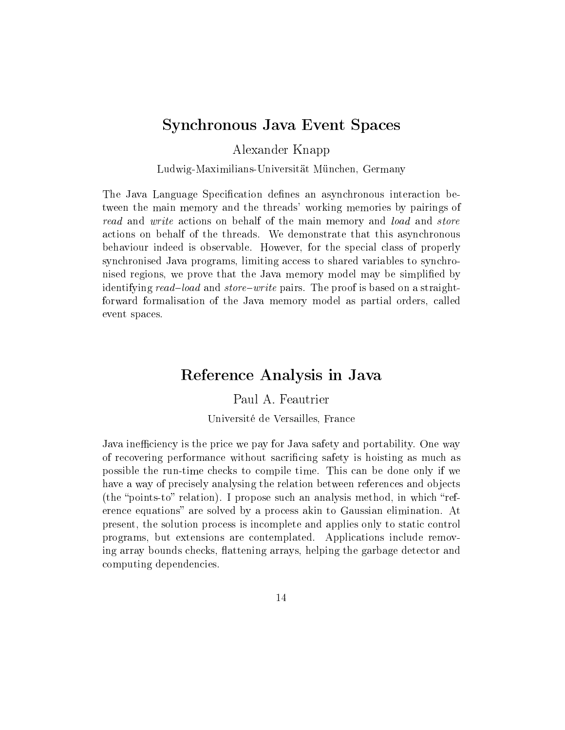## Synchronous Java Event Spaces

Alexander Knapp

Ludwig-Maximilians-Universität München, Germany

The Java Language Specification defines an asynchronous interaction between the main memory and the threads' working memories by pairings of *read* and *write* actions on behalf of the main memory and *load* and *store* actions on behalf of the threads. We demonstrate that this asynchronous behaviour indeed is observable. However, for the special class of properly synchronised Java programs, limiting access to shared variables to synchronised regions, we prove that the Java memory model may be simplified by identifying *read–load* and *store–write* pairs. The proof is based on a straightforward formalisation of the Java memory model as partial orders, called event spaces.

## Reference Analysis in Java

Paul A. Feautrier

Université de Versailles, France

Java inefficiency is the price we pay for Java safety and portability. One way of recovering performance without sacrificing safety is hoisting as much as possible the run-time checks to compile time. This can be done only if we have a way of precisely analysing the relation between references and objects (the "points-to" relation). I propose such an analysis method, in which "reference equations" are solved by a process akin to Gaussian elimination. At present, the solution process is incomplete and applies only to static control programs, but extensions are contemplated. Applications include removing array bounds checks, flattening arrays, helping the garbage detector and computing dependencies.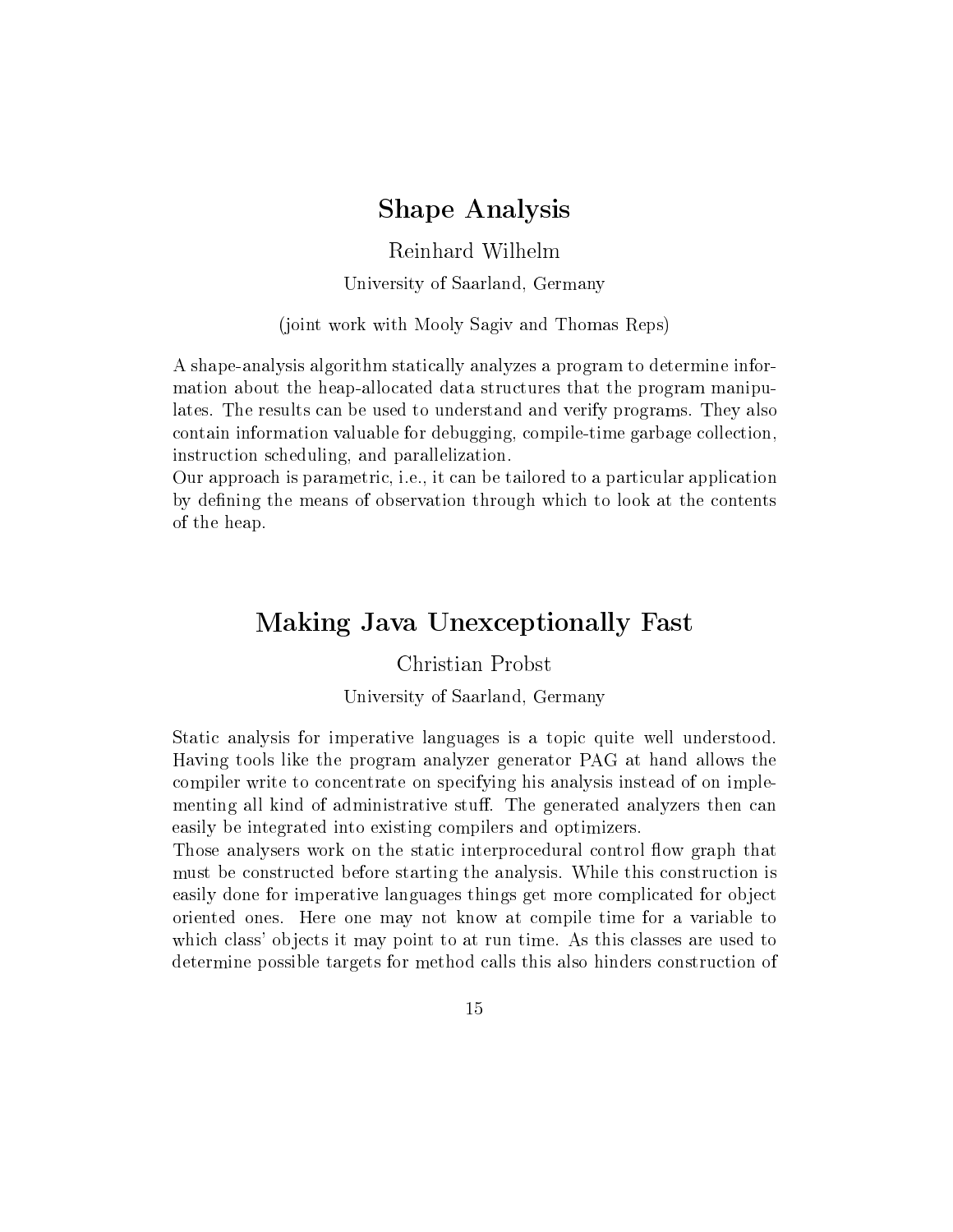## Shape Analysis

Reinhard Wilhelm

University of Saarland, Germany

(joint work with Mooly Sagiv and Thomas Reps)

A shape-analysis algorithm statically analyzes a program to determine information about the heap-allocated data structures that the program manipulates. The results can be used to understand and verify programs. They also contain information valuable for debugging, compile-time garbage collection, instruction scheduling, and parallelization.
Our approach is parametric, i.e., it can be tailored to a particular application by defining the means of observation through which to look at the contents of the heap.

## Making Java Unexceptionally Fast

Christian Probst

University of Saarland, Germany

Static analysis for imperative languages is a topic quite well understood. Having tools like the program analyzer generator PAG at hand allows the compiler write to concentrate on specifying his analysis instead of on implementing all kind of administrative stuff. The generated analyzers then can easily be integrated into existing compilers and optimizers.
Those analysers work on the static interprocedural control flow graph that must be constructed before starting the analysis. While this construction is easily done for imperative languages things get more complicated for object oriented ones. Here one may not know at compile time for a variable to which class' objects it may point to at run time. As this classes are used to determine possible targets for method calls this also hinders construction of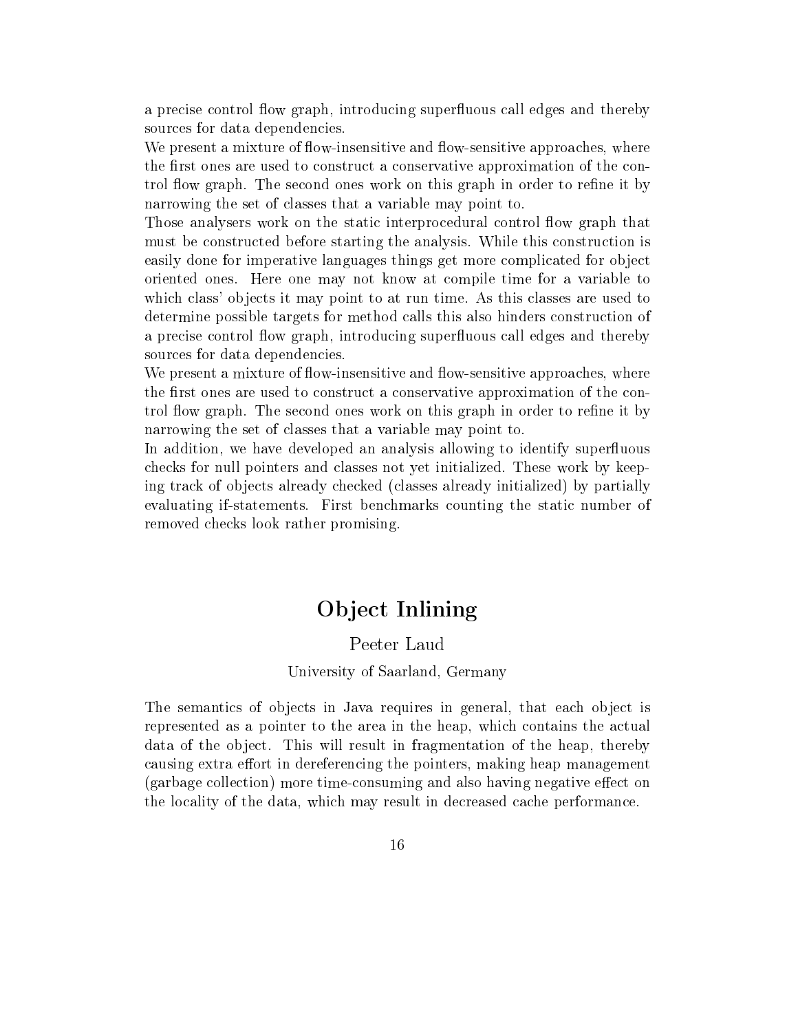a precise control flow graph, introducing superfluous call edges and thereby sources for data dependencies.

We present a mixture of flow-insensitive and flow-sensitive approaches, where the first ones are used to construct a conservative approximation of the control flow graph. The second ones work on this graph in order to refine it by narrowing the set of classes that a variable may point to.

Those analysers work on the static interprocedural control flow graph that must be constructed before starting the analysis. While this construction is easily done for imperative languages things get more complicated for object oriented ones. Here one may not know at compile time for a variable to which class' objects it may point to at run time. As this classes are used to determine possible targets for method calls this also hinders construction of a precise control flow graph, introducing superfluous call edges and thereby sources for data dependencies.

We present a mixture of flow-insensitive and flow-sensitive approaches, where the first ones are used to construct a conservative approximation of the control flow graph. The second ones work on this graph in order to refine it by narrowing the set of classes that a variable may point to.

In addition, we have developed an analysis allowing to identify superfluous checks for null pointers and classes not yet initialized. These work by keeping track of objects already checked (classes already initialized) by partially evaluating if-statements. First benchmarks counting the static number of removed checks look rather promising.

## Object Inlining

Peeter Laud

University of Saarland, Germany

The semantics of objects in Java requires in general, that each object is represented as a pointer to the area in the heap, which contains the actual data of the object. This will result in fragmentation of the heap, thereby causing extra effort in dereferencing the pointers, making heap management (garbage collection) more time-consuming and also having negative effect on the locality of the data, which may result in decreased cache performance.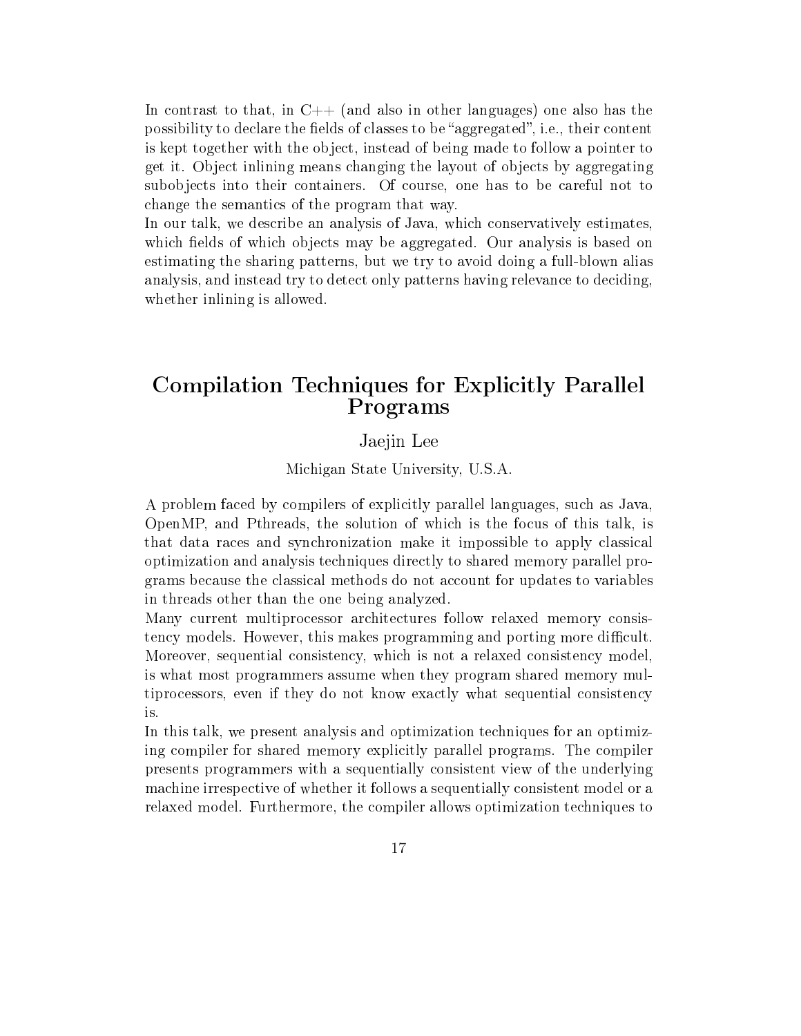In contrast to that, in C++ (and also in other languages) one also has the possibility to declare the fields of classes to be "aggregated", i.e., their content is kept together with the object, instead of being made to follow a pointer to get it. Object inlining means changing the layout of objects by aggregating subobjects into their containers. Of course, one has to be careful not to change the semantics of the program that way.
In our talk, we describe an analysis of Java, which conservatively estimates, which fields of which objects may be aggregated. Our analysis is based on estimating the sharing patterns, but we try to avoid doing a full-blown alias analysis, and instead try to detect only patterns having relevance to deciding, whether inlining is allowed.

## Compilation Techniques for Explicitly Parallel Programs

Jaejin Lee

Michigan State University, U.S.A.

A problem faced by compilers of explicitly parallel languages, such as Java, OpenMP, and Pthreads, the solution of which is the focus of this talk, is that data races and synchronization make it impossible to apply classical optimization and analysis techniques directly to shared memory parallel programs because the classical methods do not account for updates to variables in threads other than the one being analyzed.
Many current multiprocessor architectures follow relaxed memory consistency models. However, this makes programming and porting more difficult. Moreover, sequential consistency, which is not a relaxed consistency model, is what most programmers assume when they program shared memory multiprocessors, even if they do not know exactly what sequential consistency is.
In this talk, we present analysis and optimization techniques for an optimizing compiler for shared memory explicitly parallel programs. The compiler presents programmers with a sequentially consistent view of the underlying machine irrespective of whether it follows a sequentially consistent model or a relaxed model. Furthermore, the compiler allows optimization techniques to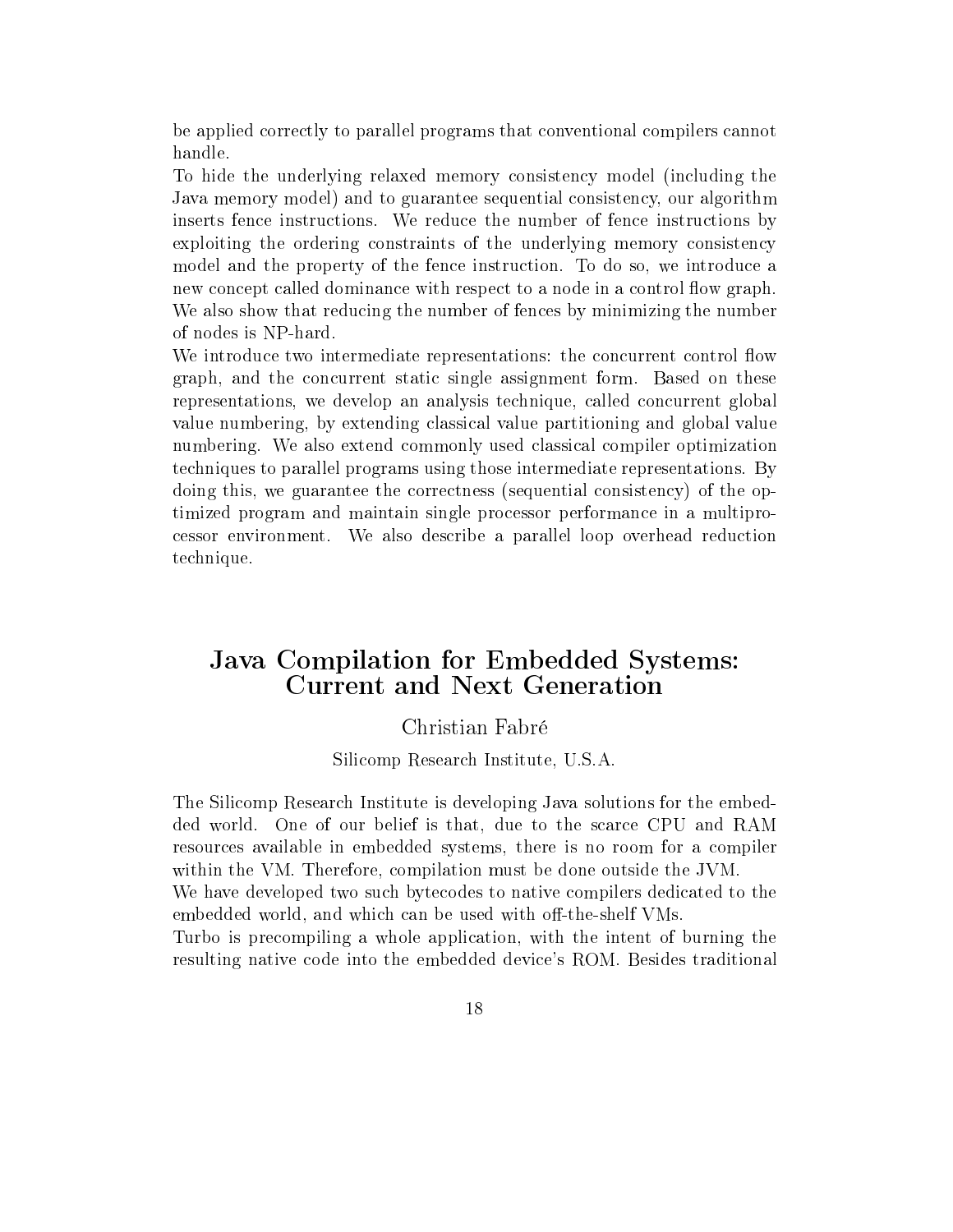be applied correctly to parallel programs that conventional compilers cannot handle.

To hide the underlying relaxed memory consistency model (including the Java memory model) and to guarantee sequential consistency, our algorithm inserts fence instructions. We reduce the number of fence instructions by exploiting the ordering constraints of the underlying memory consistency model and the property of the fence instruction. To do so, we introduce a new concept called dominance with respect to a node in a control flow graph. We also show that reducing the number of fences by minimizing the number of nodes is NP-hard.

We introduce two intermediate representations: the concurrent control flow graph, and the concurrent static single assignment form. Based on these representations, we develop an analysis technique, called concurrent global value numbering, by extending classical value partitioning and global value numbering. We also extend commonly used classical compiler optimization techniques to parallel programs using those intermediate representations. By doing this, we guarantee the correctness (sequential consistency) of the optimized program and maintain single processor performance in a multiprocessor environment. We also describe a parallel loop overhead reduction technique.

## Java Compilation for Embedded Systems: Current and Next Generation

Christian Fabré

Silicomp Research Institute, U.S.A.

The Silicomp Research Institute is developing Java solutions for the embedded world. One of our belief is that, due to the scarce CPU and RAM resources available in embedded systems, there is no room for a compiler within the VM. Therefore, compilation must be done outside the JVM.

We have developed two such bytecodes to native compilers dedicated to the embedded world, and which can be used with off-the-shelf VMs.

Turbo is precompiling a whole application, with the intent of burning the resulting native code into the embedded device's ROM. Besides traditional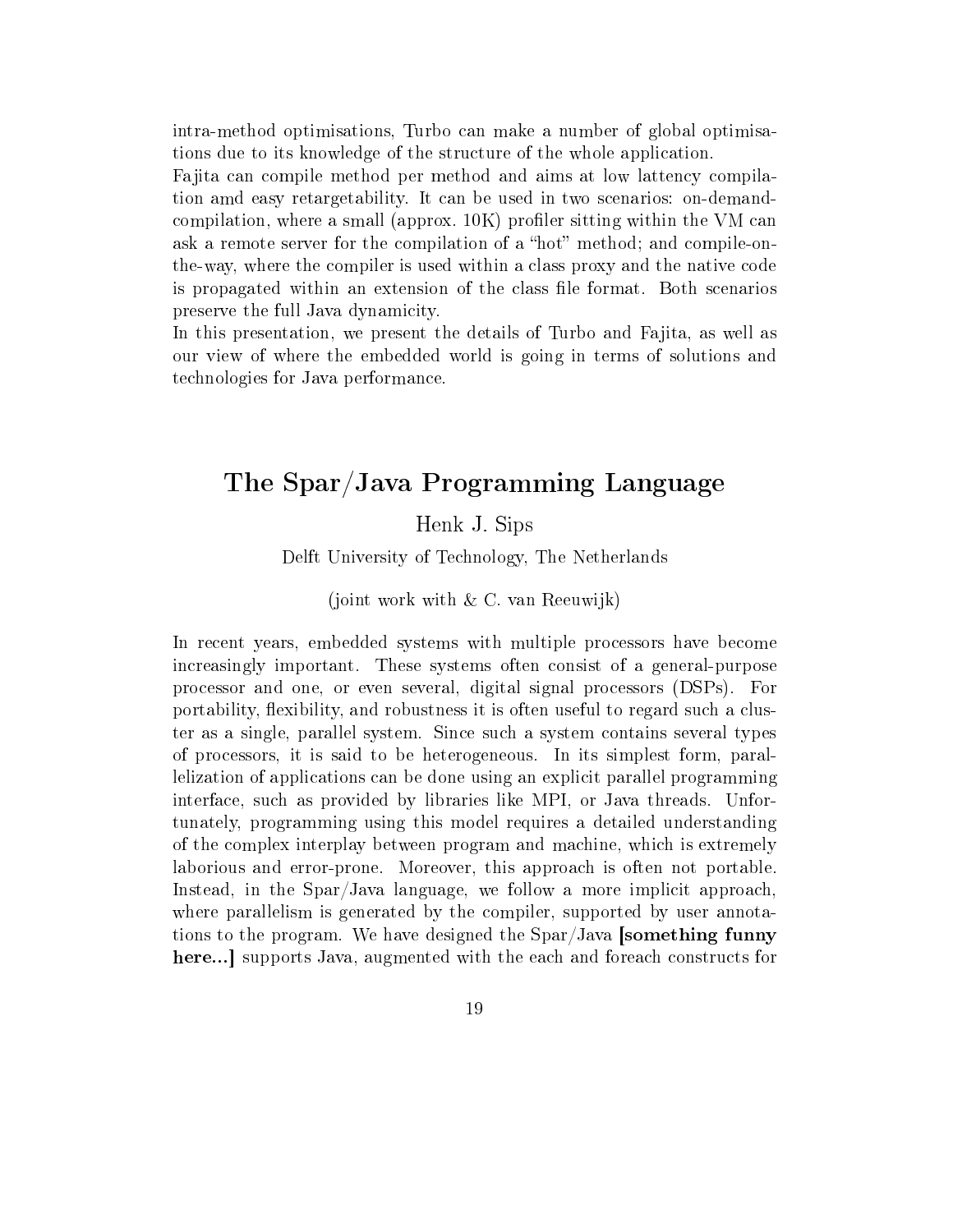intra-method optimisations, Turbo can make a number of global optimisations due to its knowledge of the structure of the whole application.

Fajita can compile method per method and aims at low lattency compilation amd easy retargetability. It can be used in two scenarios: on-demand-compilation, where a small (approx. 10K) profiler sitting within the VM can ask a remote server for the compilation of a "hot" method; and compile-on-the-way, where the compiler is used within a class proxy and the native code is propagated within an extension of the class file format. Both scenarios preserve the full Java dynamicity.

In this presentation, we present the details of Turbo and Fajita, as well as our view of where the embedded world is going in terms of solutions and technologies for Java performance.

## The Spar/Java Programming Language

Henk J. Sips

Delft University of Technology, The Netherlands

(joint work with & C. van Reeuwijk)

In recent years, embedded systems with multiple processors have become increasingly important. These systems often consist of a general-purpose processor and one, or even several, digital signal processors (DSPs). For portability, flexibility, and robustness it is often useful to regard such a cluster as a single, parallel system. Since such a system contains several types of processors, it is said to be heterogeneous. In its simplest form, parallelization of applications can be done using an explicit parallel programming interface, such as provided by libraries like MPI, or Java threads. Unfortunately, programming using this model requires a detailed understanding of the complex interplay between program and machine, which is extremely laborious and error-prone. Moreover, this approach is often not portable. Instead, in the Spar/Java language, we follow a more implicit approach, where parallelism is generated by the compiler, supported by user annotations to the program. We have designed the Spar/Java **[something funny here...]** supports Java, augmented with the each and foreach constructs for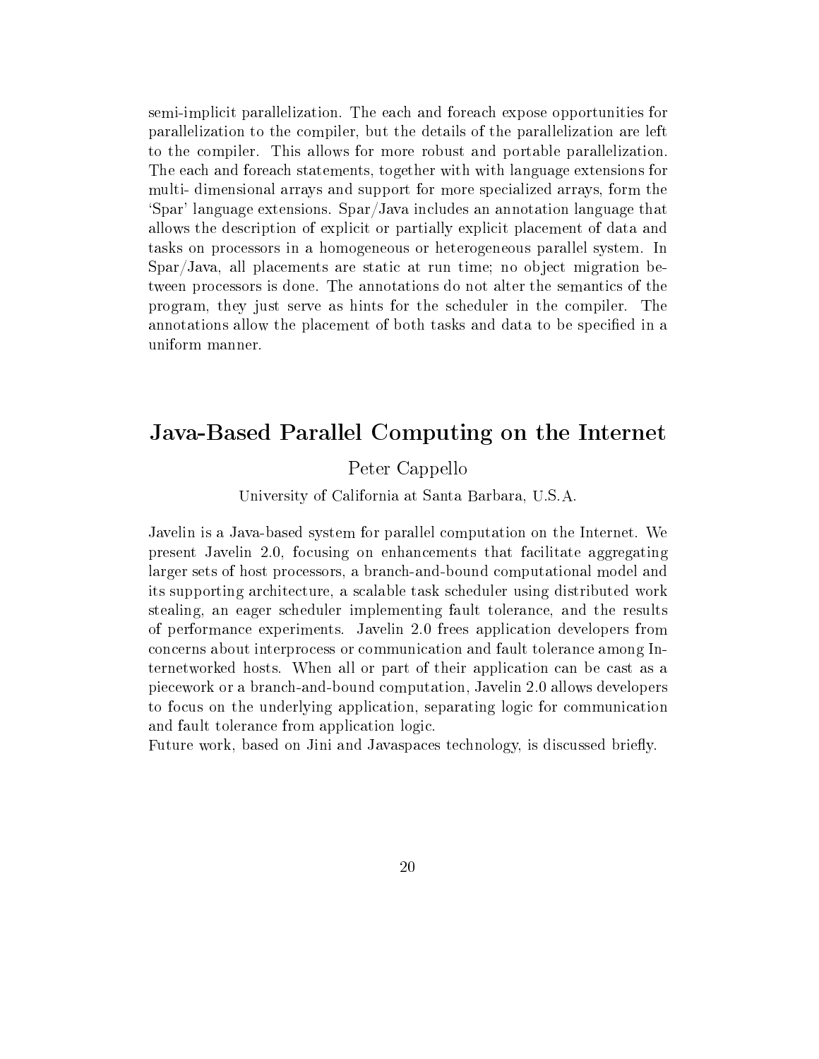semi-implicit parallelization. The each and foreach expose opportunities for parallelization to the compiler, but the details of the parallelization are left to the compiler. This allows for more robust and portable parallelization. The each and foreach statements, together with with language extensions for multi- dimensional arrays and support for more specialized arrays, form the 'Spar' language extensions. Spar/Java includes an annotation language that allows the description of explicit or partially explicit placement of data and tasks on processors in a homogeneous or heterogeneous parallel system. In Spar/Java, all placements are static at run time; no object migration between processors is done. The annotations do not alter the semantics of the program, they just serve as hints for the scheduler in the compiler. The annotations allow the placement of both tasks and data to be specified in a uniform manner.

## Java-Based Parallel Computing on the Internet

Peter Cappello

University of California at Santa Barbara, U.S.A.

Javelin is a Java-based system for parallel computation on the Internet. We present Javelin 2.0, focusing on enhancements that facilitate aggregating larger sets of host processors, a branch-and-bound computational model and its supporting architecture, a scalable task scheduler using distributed work stealing, an eager scheduler implementing fault tolerance, and the results of performance experiments. Javelin 2.0 frees application developers from concerns about interprocess or communication and fault tolerance among Internetworked hosts. When all or part of their application can be cast as a piecework or a branch-and-bound computation, Javelin 2.0 allows developers to focus on the underlying application, separating logic for communication and fault tolerance from application logic.
Future work, based on Jini and Javaspaces technology, is discussed briefly.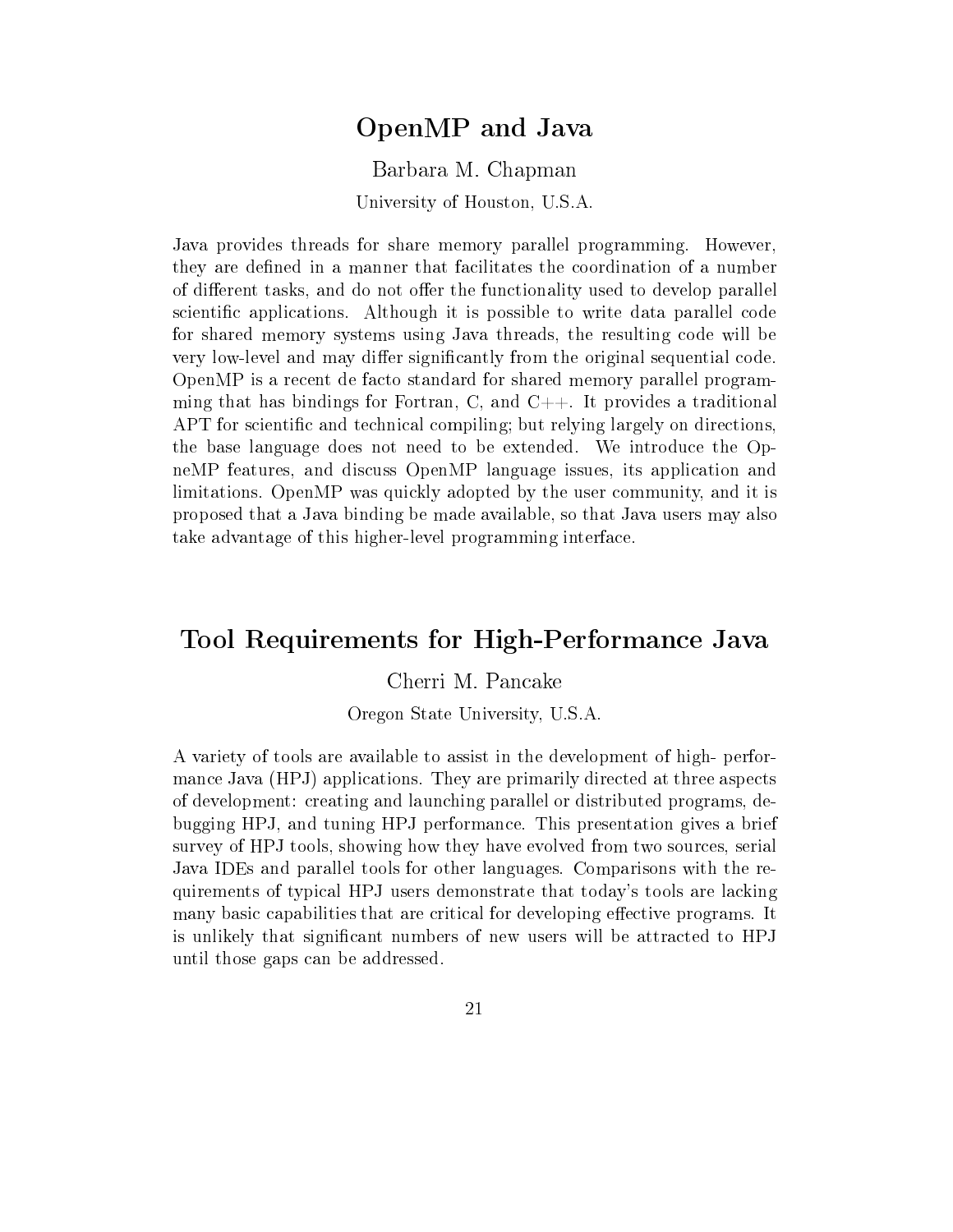## OpenMP and Java

Barbara M. Chapman

University of Houston, U.S.A.

Java provides threads for share memory parallel programming. However, they are defined in a manner that facilitates the coordination of a number of different tasks, and do not offer the functionality used to develop parallel scientific applications. Although it is possible to write data parallel code for shared memory systems using Java threads, the resulting code will be very low-level and may differ significantly from the original sequential code. OpenMP is a recent de facto standard for shared memory parallel programming that has bindings for Fortran, C, and C++. It provides a traditional APT for scientific and technical compiling; but relying largely on directions, the base language does not need to be extended. We introduce the OpneMP features, and discuss OpenMP language issues, its application and limitations. OpenMP was quickly adopted by the user community, and it is proposed that a Java binding be made available, so that Java users may also take advantage of this higher-level programming interface.

## Tool Requirements for High-Performance Java

Cherri M. Pancake

Oregon State University, U.S.A.

A variety of tools are available to assist in the development of high- performance Java (HPJ) applications. They are primarily directed at three aspects of development: creating and launching parallel or distributed programs, debugging HPJ, and tuning HPJ performance. This presentation gives a brief survey of HPJ tools, showing how they have evolved from two sources, serial Java IDEs and parallel tools for other languages. Comparisons with the requirements of typical HPJ users demonstrate that today's tools are lacking many basic capabilities that are critical for developing effective programs. It is unlikely that significant numbers of new users will be attracted to HPJ until those gaps can be addressed.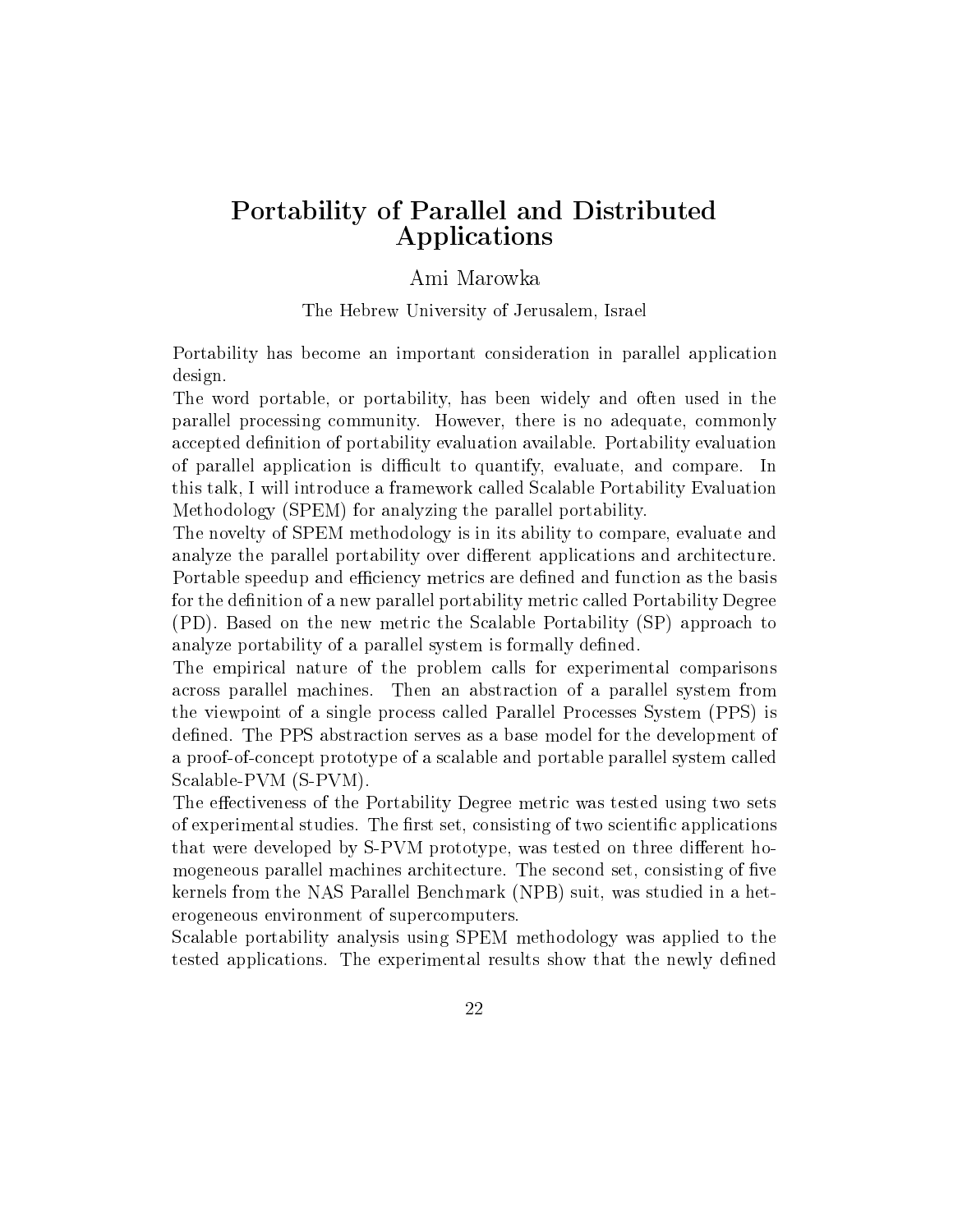# Portability of Parallel and Distributed Applications

Ami Marowka

The Hebrew University of Jerusalem, Israel

Portability has become an important consideration in parallel application design.

The word portable, or portability, has been widely and often used in the parallel processing community. However, there is no adequate, commonly accepted definition of portability evaluation available. Portability evaluation of parallel application is difficult to quantify, evaluate, and compare. In this talk, I will introduce a framework called Scalable Portability Evaluation Methodology (SPEM) for analyzing the parallel portability.

The novelty of SPEM methodology is in its ability to compare, evaluate and analyze the parallel portability over different applications and architecture. Portable speedup and efficiency metrics are defined and function as the basis for the definition of a new parallel portability metric called Portability Degree (PD). Based on the new metric the Scalable Portability (SP) approach to analyze portability of a parallel system is formally defined.

The empirical nature of the problem calls for experimental comparisons across parallel machines. Then an abstraction of a parallel system from the viewpoint of a single process called Parallel Processes System (PPS) is defined. The PPS abstraction serves as a base model for the development of a proof-of-concept prototype of a scalable and portable parallel system called Scalable-PVM (S-PVM).

The effectiveness of the Portability Degree metric was tested using two sets of experimental studies. The first set, consisting of two scientific applications that were developed by S-PVM prototype, was tested on three different homogeneous parallel machines architecture. The second set, consisting of five kernels from the NAS Parallel Benchmark (NPB) suit, was studied in a heterogeneous environment of supercomputers.

Scalable portability analysis using SPEM methodology was applied to the tested applications. The experimental results show that the newly defined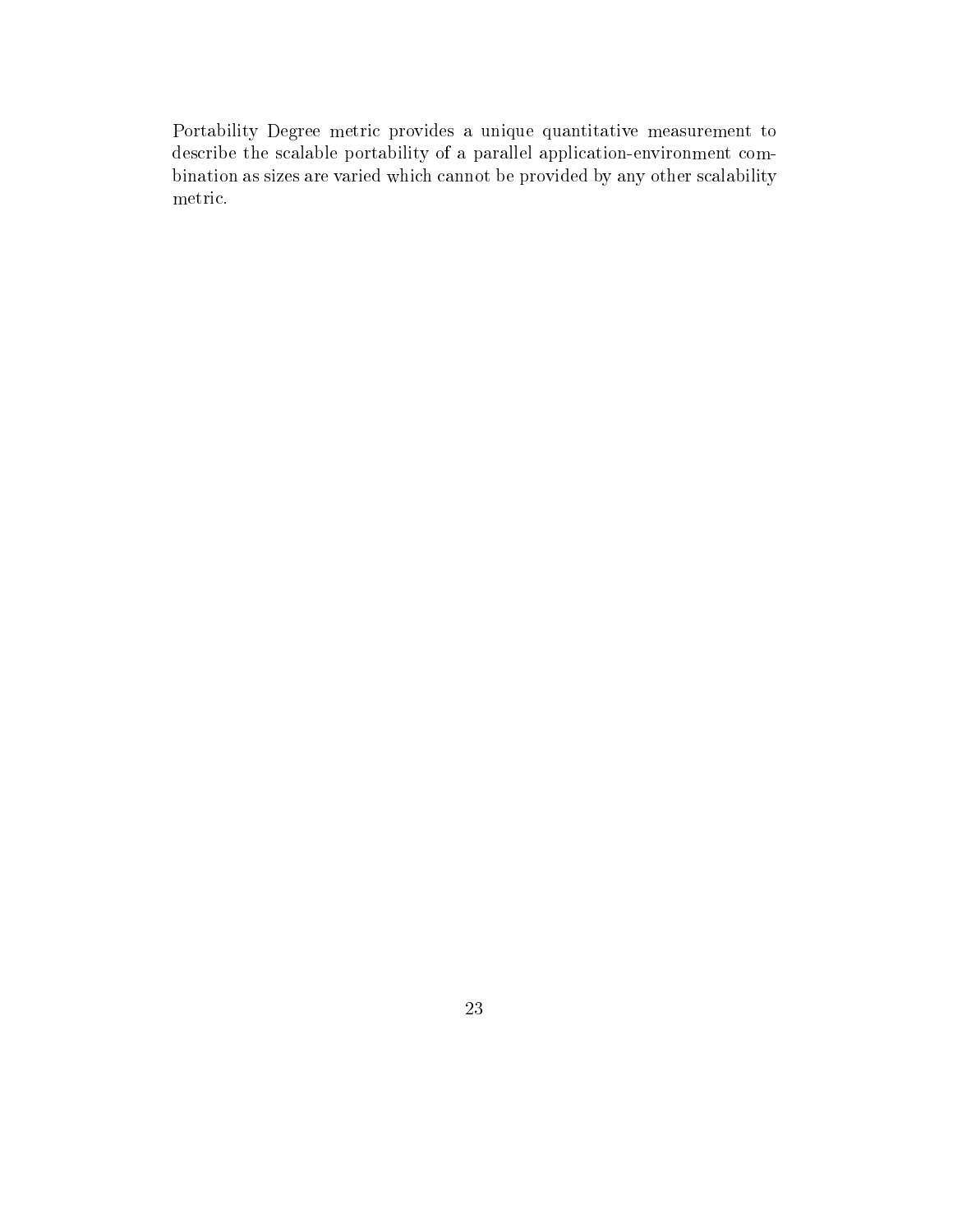Portability Degree metric provides a unique quantitative measurement to describe the scalable portability of a parallel application-environment combination as sizes are varied which cannot be provided by any other scalability metric.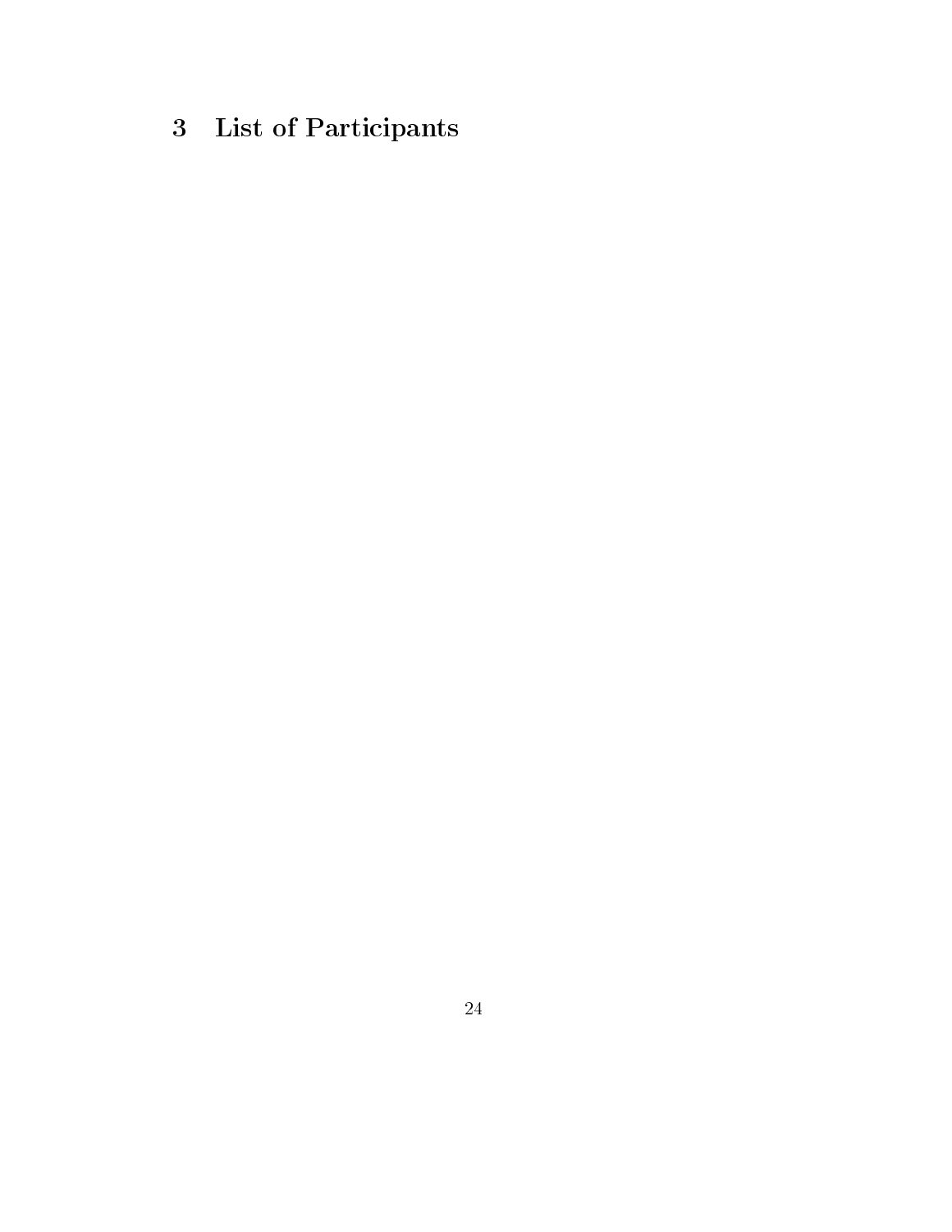# 3 List of Participants